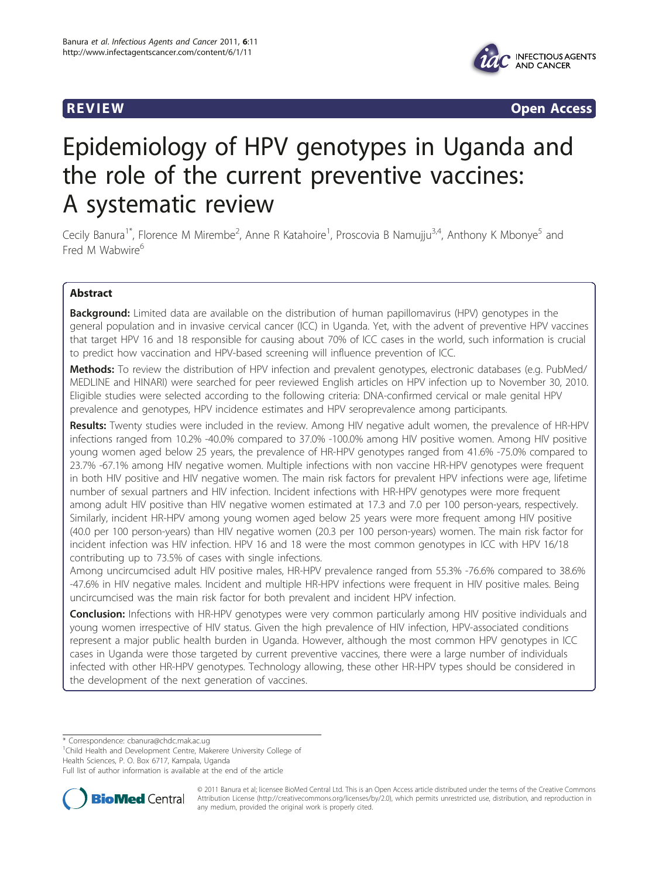REVIEW Open Access

# Epidemiology of HPV genotypes in Uganda and the role of the current preventive vaccines: A systematic review

Cecily Banura[1*], Florence M Mirembe[2], Anne R Katahoire[1], Proscovia B Namujju[3,4], Anthony K Mbonye[5] and Fred M Wabwire[6]

## Abstract

**Background:** Limited data are available on the distribution of human papillomavirus (HPV) genotypes in the general population and in invasive cervical cancer (ICC) in Uganda. Yet, with the advent of preventive HPV vaccines that target HPV 16 and 18 responsible for causing about 70% of ICC cases in the world, such information is crucial to predict how vaccination and HPV-based screening will influence prevention of ICC.

**Methods:** To review the distribution of HPV infection and prevalent genotypes, electronic databases (e.g. PubMed/MEDLINE and HINARI) were searched for peer reviewed English articles on HPV infection up to November 30, 2010. Eligible studies were selected according to the following criteria: DNA-confirmed cervical or male genital HPV prevalence and genotypes, HPV incidence estimates and HPV seroprevalence among participants.

**Results:** Twenty studies were included in the review. Among HIV negative adult women, the prevalence of HR-HPV infections ranged from 10.2% -40.0% compared to 37.0% -100.0% among HIV positive women. Among HIV positive young women aged below 25 years, the prevalence of HR-HPV genotypes ranged from 41.6% -75.0% compared to 23.7% -67.1% among HIV negative women. Multiple infections with non vaccine HR-HPV genotypes were frequent in both HIV positive and HIV negative women. The main risk factors for prevalent HPV infections were age, lifetime number of sexual partners and HIV infection. Incident infections with HR-HPV genotypes were more frequent among adult HIV positive than HIV negative women estimated at 17.3 and 7.0 per 100 person-years, respectively. Similarly, incident HR-HPV among young women aged below 25 years were more frequent among HIV positive (40.0 per 100 person-years) than HIV negative women (20.3 per 100 person-years) women. The main risk factor for incident infection was HIV infection. HPV 16 and 18 were the most common genotypes in ICC with HPV 16/18 contributing up to 73.5% of cases with single infections.

Among uncircumcised adult HIV positive males, HR-HPV prevalence ranged from 55.3% -76.6% compared to 38.6% -47.6% in HIV negative males. Incident and multiple HR-HPV infections were frequent in HIV positive males. Being uncircumcised was the main risk factor for both prevalent and incident HPV infection.

**Conclusion:** Infections with HR-HPV genotypes were very common particularly among HIV positive individuals and young women irrespective of HIV status. Given the high prevalence of HIV infection, HPV-associated conditions represent a major public health burden in Uganda. However, although the most common HPV genotypes in ICC cases in Uganda were those targeted by current preventive vaccines, there were a large number of individuals infected with other HR-HPV genotypes. Technology allowing, these other HR-HPV types should be considered in the development of the next generation of vaccines.

\* Correspondence: cbanura@chdc.mak.ac.ug
[1]Child Health and Development Centre, Makerere University College of Health Sciences, P. O. Box 6717, Kampala, Uganda
Full list of author information is available at the end of the article

© 2011 Banura et al; licensee BioMed Central Ltd. This is an Open Access article distributed under the terms of the Creative Commons Attribution License (http://creativecommons.org/licenses/by/2.0), which permits unrestricted use, distribution, and reproduction in any medium, provided the original work is properly cited.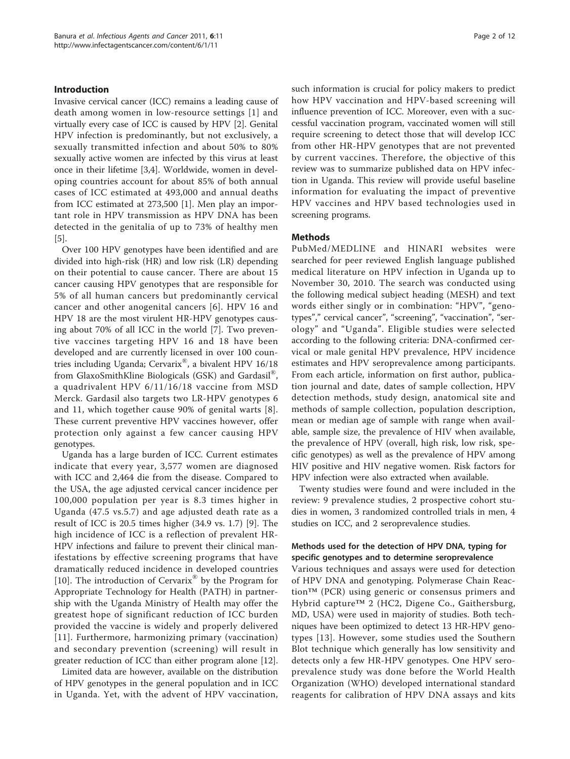## Introduction

Invasive cervical cancer (ICC) remains a leading cause of death among women in low-resource settings [1] and virtually every case of ICC is caused by HPV [2]. Genital HPV infection is predominantly, but not exclusively, a sexually transmitted infection and about 50% to 80% sexually active women are infected by this virus at least once in their lifetime [3,4]. Worldwide, women in developing countries account for about 85% of both annual cases of ICC estimated at 493,000 and annual deaths from ICC estimated at 273,500 [1]. Men play an important role in HPV transmission as HPV DNA has been detected in the genitalia of up to 73% of healthy men [5].

Over 100 HPV genotypes have been identified and are divided into high-risk (HR) and low risk (LR) depending on their potential to cause cancer. There are about 15 cancer causing HPV genotypes that are responsible for 5% of all human cancers but predominantly cervical cancer and other anogenital cancers [6]. HPV 16 and HPV 18 are the most virulent HR-HPV genotypes causing about 70% of all ICC in the world [7]. Two preventive vaccines targeting HPV 16 and 18 have been developed and are currently licensed in over 100 countries including Uganda; Cervarix®, a bivalent HPV 16/18 from GlaxoSmithKline Biologicals (GSK) and Gardasil®, a quadrivalent HPV 6/11/16/18 vaccine from MSD Merck. Gardasil also targets two LR-HPV genotypes 6 and 11, which together cause 90% of genital warts [8]. These current preventive HPV vaccines however, offer protection only against a few cancer causing HPV genotypes.

Uganda has a large burden of ICC. Current estimates indicate that every year, 3,577 women are diagnosed with ICC and 2,464 die from the disease. Compared to the USA, the age adjusted cervical cancer incidence per 100,000 population per year is 8.3 times higher in Uganda (47.5 vs.5.7) and age adjusted death rate as a result of ICC is 20.5 times higher (34.9 vs. 1.7) [9]. The high incidence of ICC is a reflection of prevalent HR-HPV infections and failure to prevent their clinical manifestations by effective screening programs that have dramatically reduced incidence in developed countries [10]. The introduction of Cervarix® by the Program for Appropriate Technology for Health (PATH) in partnership with the Uganda Ministry of Health may offer the greatest hope of significant reduction of ICC burden provided the vaccine is widely and properly delivered [11]. Furthermore, harmonizing primary (vaccination) and secondary prevention (screening) will result in greater reduction of ICC than either program alone [12].

Limited data are however, available on the distribution of HPV genotypes in the general population and in ICC in Uganda. Yet, with the advent of HPV vaccination, such information is crucial for policy makers to predict how HPV vaccination and HPV-based screening will influence prevention of ICC. Moreover, even with a successful vaccination program, vaccinated women will still require screening to detect those that will develop ICC from other HR-HPV genotypes that are not prevented by current vaccines. Therefore, the objective of this review was to summarize published data on HPV infection in Uganda. This review will provide useful baseline information for evaluating the impact of preventive HPV vaccines and HPV based technologies used in screening programs.

## Methods

PubMed/MEDLINE and HINARI websites were searched for peer reviewed English language published medical literature on HPV infection in Uganda up to November 30, 2010. The search was conducted using the following medical subject heading (MESH) and text words either singly or in combination: "HPV", "genotypes"," cervical cancer", "screening", "vaccination", "serology" and "Uganda". Eligible studies were selected according to the following criteria: DNA-confirmed cervical or male genital HPV prevalence, HPV incidence estimates and HPV seroprevalence among participants. From each article, information on first author, publication journal and date, dates of sample collection, HPV detection methods, study design, anatomical site and methods of sample collection, population description, mean or median age of sample with range when available, sample size, the prevalence of HIV when available, the prevalence of HPV (overall, high risk, low risk, specific genotypes) as well as the prevalence of HPV among HIV positive and HIV negative women. Risk factors for HPV infection were also extracted when available.

Twenty studies were found and were included in the review: 9 prevalence studies, 2 prospective cohort studies in women, 3 randomized controlled trials in men, 4 studies on ICC, and 2 seroprevalence studies.

### Methods used for the detection of HPV DNA, typing for specific genotypes and to determine seroprevalence

Various techniques and assays were used for detection of HPV DNA and genotyping. Polymerase Chain Reaction™ (PCR) using generic or consensus primers and Hybrid capture™ 2 (HC2, Digene Co., Gaithersburg, MD, USA) were used in majority of studies. Both techniques have been optimized to detect 13 HR-HPV genotypes [13]. However, some studies used the Southern Blot technique which generally has low sensitivity and detects only a few HR-HPV genotypes. One HPV seroprevalence study was done before the World Health Organization (WHO) developed international standard reagents for calibration of HPV DNA assays and kits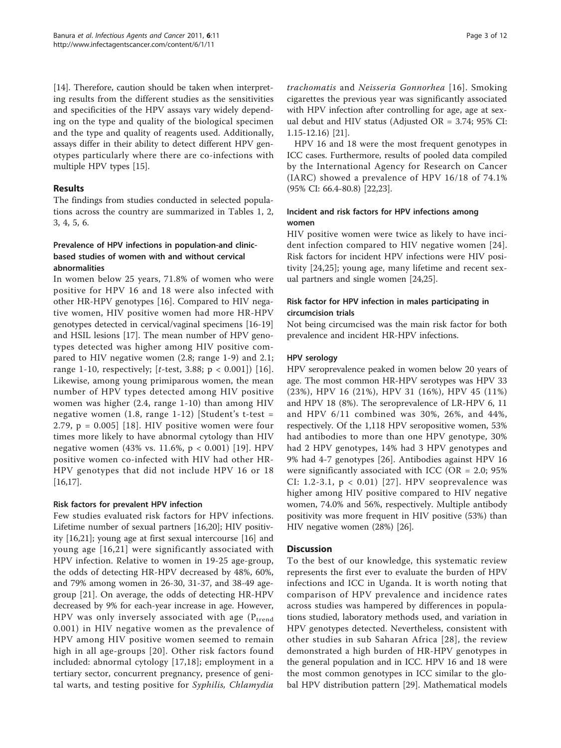[14]. Therefore, caution should be taken when interpreting results from the different studies as the sensitivities and specificities of the HPV assays vary widely depending on the type and quality of the biological specimen and the type and quality of reagents used. Additionally, assays differ in their ability to detect different HPV genotypes particularly where there are co-infections with multiple HPV types [15].

## Results

The findings from studies conducted in selected populations across the country are summarized in Tables 1, 2, 3, 4, 5, 6.

### Prevalence of HPV infections in population-and clinic-based studies of women with and without cervical abnormalities

In women below 25 years, 71.8% of women who were positive for HPV 16 and 18 were also infected with other HR-HPV genotypes [16]. Compared to HIV negative women, HIV positive women had more HR-HPV genotypes detected in cervical/vaginal specimens [16-19] and HSIL lesions [17]. The mean number of HPV genotypes detected was higher among HIV positive compared to HIV negative women (2.8; range 1-9) and 2.1; range 1-10, respectively; [*t*-test, 3.88; $p < 0.001$]) [16]. Likewise, among young primiparous women, the mean number of HPV types detected among HIV positive women was higher (2.4, range 1-10) than among HIV negative women (1.8, range 1-12) [Student's t-test = 2.79, $p = 0.005$] [18]. HIV positive women were four times more likely to have abnormal cytology than HIV negative women (43% vs. 11.6%, $p < 0.001$) [19]. HPV positive women co-infected with HIV had other HR-HPV genotypes that did not include HPV 16 or 18 [16,17].

### Risk factors for prevalent HPV infection

Few studies evaluated risk factors for HPV infections. Lifetime number of sexual partners [16,20]; HIV positivity [16,21]; young age at first sexual intercourse [16] and young age [16,21] were significantly associated with HPV infection. Relative to women in 19-25 age-group, the odds of detecting HR-HPV decreased by 48%, 60%, and 79% among women in 26-30, 31-37, and 38-49 age-group [21]. On average, the odds of detecting HR-HPV decreased by 9% for each-year increase in age. However, HPV was only inversely associated with age ($P_{trend}$ 0.001) in HIV negative women as the prevalence of HPV among HIV positive women seemed to remain high in all age-groups [20]. Other risk factors found included: abnormal cytology [17,18]; employment in a tertiary sector, concurrent pregnancy, presence of genital warts, and testing positive for *Syphilis, Chlamydia trachomatis* and *Neisseria Gonnorhea* [16]. Smoking cigarettes the previous year was significantly associated with HPV infection after controlling for age, age at sexual debut and HIV status (Adjusted OR = 3.74; 95% CI: 1.15-12.16) [21].

HPV 16 and 18 were the most frequent genotypes in ICC cases. Furthermore, results of pooled data compiled by the International Agency for Research on Cancer (IARC) showed a prevalence of HPV 16/18 of 74.1% (95% CI: 66.4-80.8) [22,23].

### Incident and risk factors for HPV infections among women

HIV positive women were twice as likely to have incident infection compared to HIV negative women [24]. Risk factors for incident HPV infections were HIV positivity [24,25]; young age, many lifetime and recent sexual partners and single women [24,25].

### Risk factor for HPV infection in males participating in circumcision trials

Not being circumcised was the main risk factor for both prevalence and incident HR-HPV infections.

### HPV serology

HPV seroprevalence peaked in women below 20 years of age. The most common HR-HPV serotypes was HPV 33 (23%), HPV 16 (21%), HPV 31 (16%), HPV 45 (11%) and HPV 18 (8%). The seroprevalence of LR-HPV 6, 11 and HPV 6/11 combined was 30%, 26%, and 44%, respectively. Of the 1,118 HPV seropositive women, 53% had antibodies to more than one HPV genotype, 30% had 2 HPV genotypes, 14% had 3 HPV genotypes and 9% had 4-7 genotypes [26]. Antibodies against HPV 16 were significantly associated with ICC (OR = 2.0; 95% CI: 1.2-3.1, $p < 0.01$) [27]. HPV seoprevalence was higher among HIV positive compared to HIV negative women, 74.0% and 56%, respectively. Multiple antibody positivity was more frequent in HIV positive (53%) than HIV negative women (28%) [26].

## Discussion

To the best of our knowledge, this systematic review represents the first ever to evaluate the burden of HPV infections and ICC in Uganda. It is worth noting that comparison of HPV prevalence and incidence rates across studies was hampered by differences in populations studied, laboratory methods used, and variation in HPV genotypes detected. Nevertheless, consistent with other studies in sub Saharan Africa [28], the review demonstrated a high burden of HR-HPV genotypes in the general population and in ICC. HPV 16 and 18 were the most common genotypes in ICC similar to the global HPV distribution pattern [29]. Mathematical models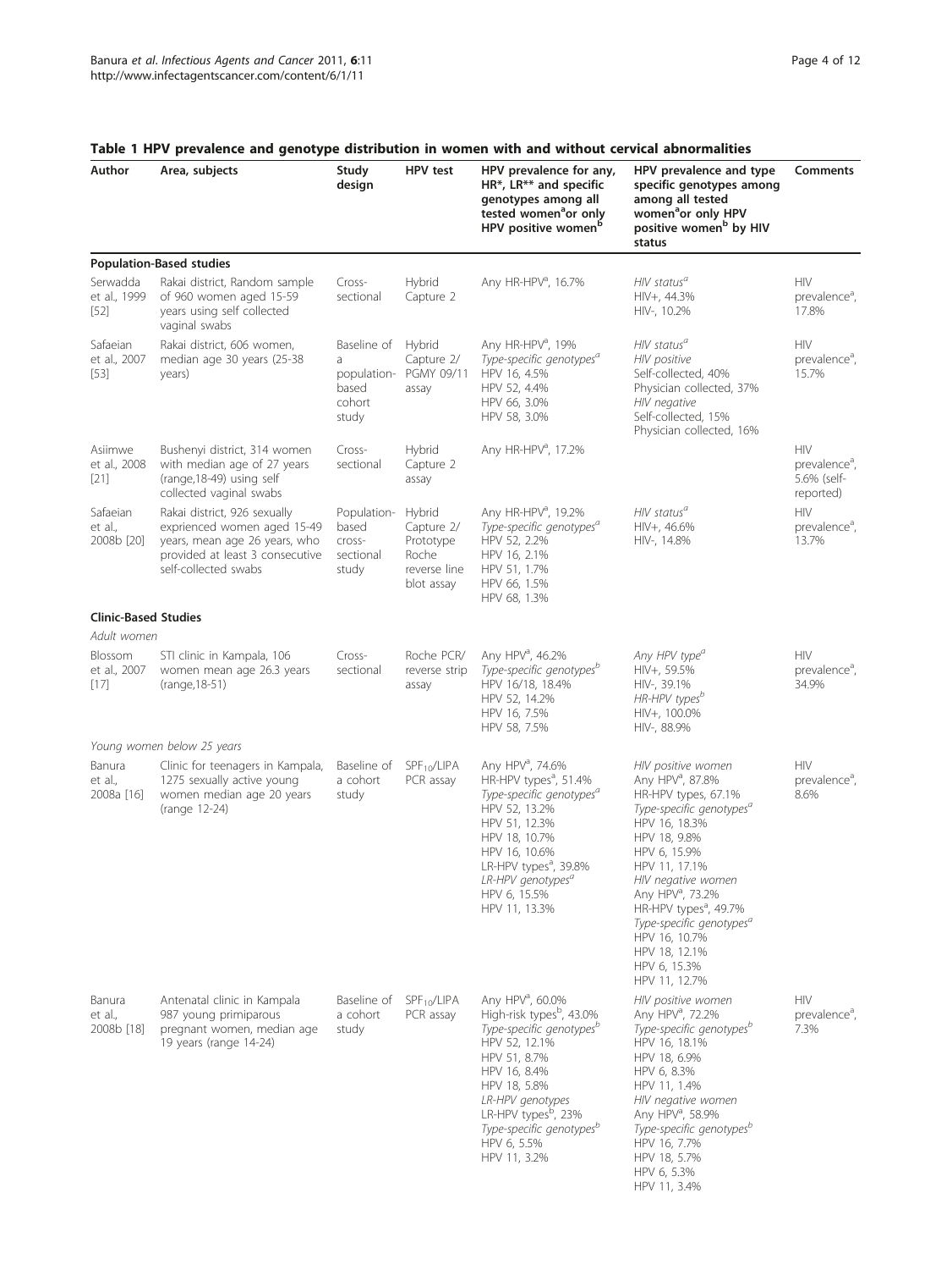## Table 1 HPV prevalence and genotype distribution in women with and without cervical abnormalities

| Author | Area, subjects | Study design | HPV test | HPV prevalence for any, HR*, LR** and specific genotypes among all tested women[a] or only HPV positive women[b] | HPV prevalence and type specific genotypes among among all tested women[a] or only HPV positive women[b] by HIV status | Comments |
|---|---|---|---|---|---|---|
| **Population-Based studies** | | | | | | |
| Serwadda et al., 1999 [52] | Rakai district, Random sample of 960 women aged 15-59 years using self collected vaginal swabs | Cross-sectional | Hybrid Capture 2 | Any HR-HPV[a], 16.7% | *HIV status[a]* HIV+, 44.3% HIV-, 10.2% | HIV prevalence[a], 17.8% |
| Safaeian et al., 2007 [53] | Rakai district, 606 women, median age 30 years (25-38 years) | Baseline of a population-based cohort study | Hybrid Capture 2/ PGMY 09/11 assay | Any HR-HPV[a], 19% *Type-specific genotypes[a]* HPV 16, 4.5% HPV 52, 4.4% HPV 66, 3.0% HPV 58, 3.0% | *HIV status[a]* *HIV positive* Self-collected, 40% Physician collected, 37% *HIV negative* Self-collected, 15% Physician collected, 16% | HIV prevalence[a], 15.7% |
| Asiimwe et al., 2008 [21] | Bushenyi district, 314 women with median age of 27 years (range,18-49) using self collected vaginal swabs | Cross-sectional | Hybrid Capture 2 assay | Any HR-HPV[a], 17.2% | | HIV prevalence[a], 5.6% (self-reported) |
| Safaeian et al., 2008b [20] | Rakai district, 926 sexually exprienced women aged 15-49 years, mean age 26 years, who provided at least 3 consecutive self-collected swabs | Population-based cross-sectional study | Hybrid Capture 2/ Prototype Roche reverse line blot assay | Any HR-HPV[a], 19.2% *Type-specific genotypes[a]* HPV 52, 2.2% HPV 16, 2.1% HPV 51, 1.7% HPV 66, 1.5% HPV 68, 1.3% | *HIV status[a]* HIV+, 46.6% HIV-, 14.8% | HIV prevalence[a], 13.7% |
| **Clinic-Based Studies** | | | | | | |
| *Adult women* | | | | | | |
| Blossom et al., 2007 [17] | STI clinic in Kampala, 106 women mean age 26.3 years (range,18-51) | Cross-sectional | Roche PCR/ reverse strip assay | Any HPV[a], 46.2% *Type-specific genotypes[b]* HPV 16/18, 18.4% HPV 52, 14.2% HPV 16, 7.5% HPV 58, 7.5% | *Any HPV type[a]* HIV+, 59.5% HIV-, 39.1% *HR-HPV types[b]* HIV+, 100.0% HIV-, 88.9% | HIV prevalence[a], 34.9% |
| *Young women below 25 years* | | | | | | |
| Banura et al., 2008a [16] | Clinic for teenagers in Kampala, 1275 sexually active young women median age 20 years (range 12-24) | Baseline of a cohort study | $SPF_{10}$/LIPA PCR assay | Any HPV[a], 74.6% HR-HPV types[a], 51.4% *Type-specific genotypes[a]* HPV 52, 13.2% HPV 51, 12.3% HPV 18, 10.7% HPV 16, 10.6% LR-HPV types[a], 39.8% *LR-HPV genotypes[a]* HPV 6, 15.5% HPV 11, 13.3% | *HIV positive women* Any HPV[a], 87.8% HR-HPV types, 67.1% *Type-specific genotypes[a]* HPV 16, 18.3% HPV 18, 9.8% HPV 6, 15.9% HPV 11, 17.1% *HIV negative women* Any HPV[a], 73.2% HR-HPV types[a], 49.7% *Type-specific genotypes[a]* HPV 16, 10.7% HPV 18, 12.1% HPV 6, 15.3% HPV 11, 12.7% | HIV prevalence[a], 8.6% |
| Banura et al., 2008b [18] | Antenatal clinic in Kampala 987 young primiparous pregnant women, median age 19 years (range 14-24) | Baseline of a cohort study | $SPF_{10}$/LIPA PCR assay | Any HPV[a], 60.0% High-risk types[b], 43.0% *Type-specific genotypes[b]* HPV 52, 12.1% HPV 51, 8.7% HPV 16, 8.4% HPV 18, 5.8% *LR-HPV genotypes* LR-HPV types[b], 23% *Type-specific genotypes[b]* HPV 6, 5.5% HPV 11, 3.2% | *HIV positive women* Any HPV[a], 72.2% *Type-specific genotypes[b]* HPV 16, 18.1% HPV 18, 6.9% HPV 6, 8.3% HPV 11, 1.4% *HIV negative women* Any HPV[a], 58.9% *Type-specific genotypes[b]* HPV 16, 7.7% HPV 18, 5.7% HPV 6, 5.3% HPV 11, 3.4% | HIV prevalence[a], 7.3% |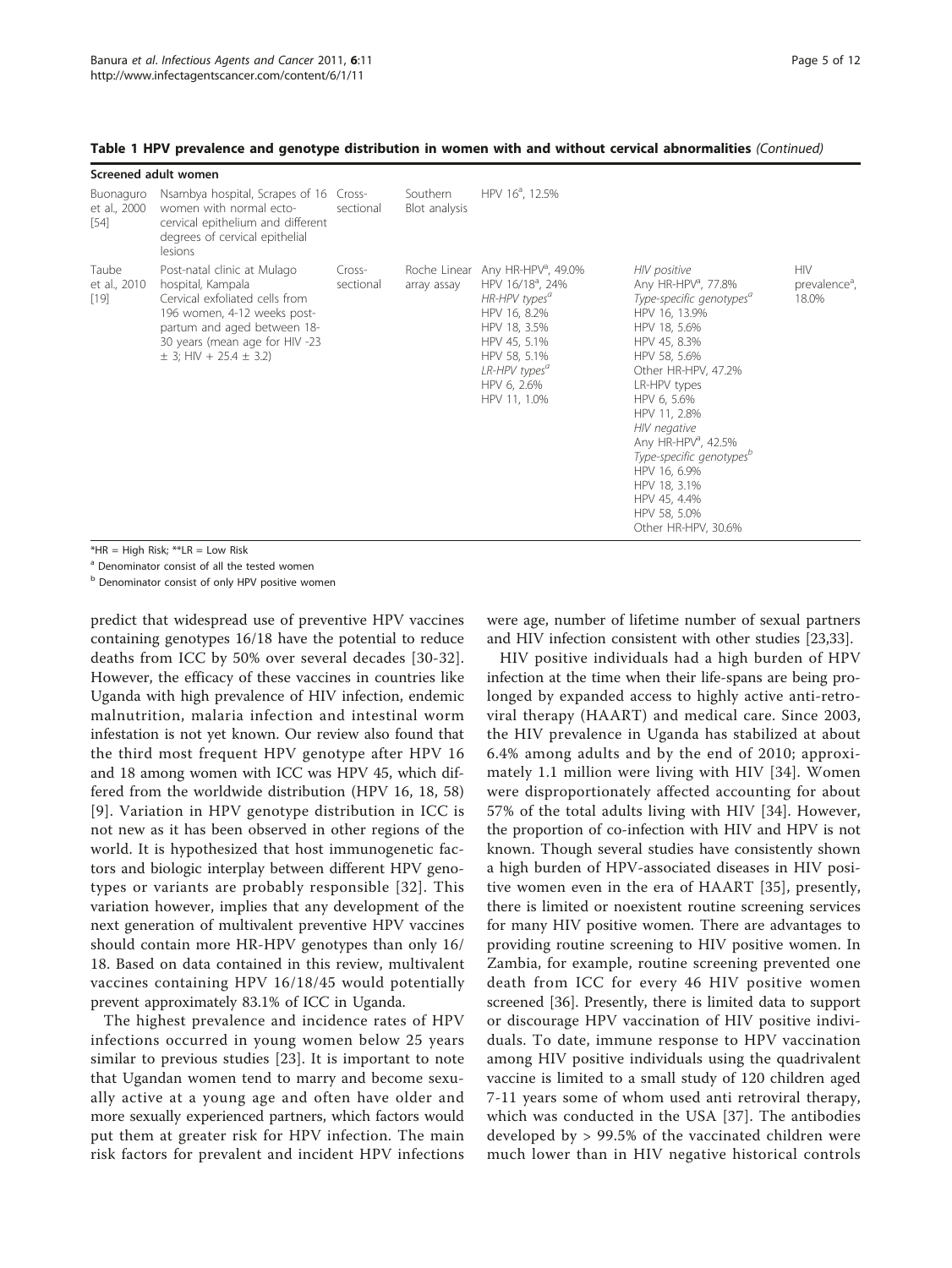**Table 1 HPV prevalence and genotype distribution in women with and without cervical abnormalities** *(Continued)*

| | | | | | | |
|---|---|---|---|---|---|---|
| **Screened adult women** | | | | | | |
| Buonaguro et al., 2000 [54] | Nsambya hospital, Scrapes of 16 women with normal ecto-cervical epithelium and different degrees of cervical epithelial lesions | Cross-sectional | Southern Blot analysis | HPV 16[a], 12.5% | | |
| Taube et al., 2010 [19] | Post-natal clinic at Mulago hospital, Kampala<br>Cervical exfoliated cells from 196 women, 4-12 weeks post-partum and aged between 18-30 years (mean age for HIV -23 ± 3; HIV + 25.4 ± 3.2) | Cross-sectional | Roche Linear array assay | Any HR-HPV[a], 49.0%<br>HPV 16/18[a], 24%<br>*HR-HPV types[a]*<br>HPV 16, 8.2%<br>HPV 18, 3.5%<br>HPV 45, 5.1%<br>HPV 58, 5.1%<br>*LR-HPV types[a]*<br>HPV 6, 2.6%<br>HPV 11, 1.0% | *HIV positive*<br>Any HR-HPV[a], 77.8%<br>*Type-specific genotypes[a]*<br>HPV 16, 13.9%<br>HPV 18, 5.6%<br>HPV 45, 8.3%<br>HPV 58, 5.6%<br>Other HR-HPV, 47.2%<br>LR-HPV types<br>HPV 6, 5.6%<br>HPV 11, 2.8%<br>*HIV negative*<br>Any HR-HPV[a], 42.5%<br>*Type-specific genotypes[b]*<br>HPV 16, 6.9%<br>HPV 18, 3.1%<br>HPV 45, 4.4%<br>HPV 58, 5.0%<br>Other HR-HPV, 30.6% | HIV prevalence[a], 18.0% |

*HR = High Risk; **LR = Low Risk

[a] Denominator consist of all the tested women

[b] Denominator consist of only HPV positive women

predict that widespread use of preventive HPV vaccines containing genotypes 16/18 have the potential to reduce deaths from ICC by 50% over several decades [30-32]. However, the efficacy of these vaccines in countries like Uganda with high prevalence of HIV infection, endemic malnutrition, malaria infection and intestinal worm infestation is not yet known. Our review also found that the third most frequent HPV genotype after HPV 16 and 18 among women with ICC was HPV 45, which differed from the worldwide distribution (HPV 16, 18, 58) [9]. Variation in HPV genotype distribution in ICC is not new as it has been observed in other regions of the world. It is hypothesized that host immunogenetic factors and biologic interplay between different HPV genotypes or variants are probably responsible [32]. This variation however, implies that any development of the next generation of multivalent preventive HPV vaccines should contain more HR-HPV genotypes than only 16/18. Based on data contained in this review, multivalent vaccines containing HPV 16/18/45 would potentially prevent approximately 83.1% of ICC in Uganda.

The highest prevalence and incidence rates of HPV infections occurred in young women below 25 years similar to previous studies [23]. It is important to note that Ugandan women tend to marry and become sexually active at a young age and often have older and more sexually experienced partners, which factors would put them at greater risk for HPV infection. The main risk factors for prevalent and incident HPV infections were age, number of lifetime number of sexual partners and HIV infection consistent with other studies [23,33].

HIV positive individuals had a high burden of HPV infection at the time when their life-spans are being prolonged by expanded access to highly active anti-retroviral therapy (HAART) and medical care. Since 2003, the HIV prevalence in Uganda has stabilized at about 6.4% among adults and by the end of 2010; approximately 1.1 million were living with HIV [34]. Women were disproportionately affected accounting for about 57% of the total adults living with HIV [34]. However, the proportion of co-infection with HIV and HPV is not known. Though several studies have consistently shown a high burden of HPV-associated diseases in HIV positive women even in the era of HAART [35], presently, there is limited or noexistent routine screening services for many HIV positive women. There are advantages to providing routine screening to HIV positive women. In Zambia, for example, routine screening prevented one death from ICC for every 46 HIV positive women screened [36]. Presently, there is limited data to support or discourage HPV vaccination of HIV positive individuals. To date, immune response to HPV vaccination among HIV positive individuals using the quadrivalent vaccine is limited to a small study of 120 children aged 7-11 years some of whom used anti retroviral therapy, which was conducted in the USA [37]. The antibodies developed by > 99.5% of the vaccinated children were much lower than in HIV negative historical controls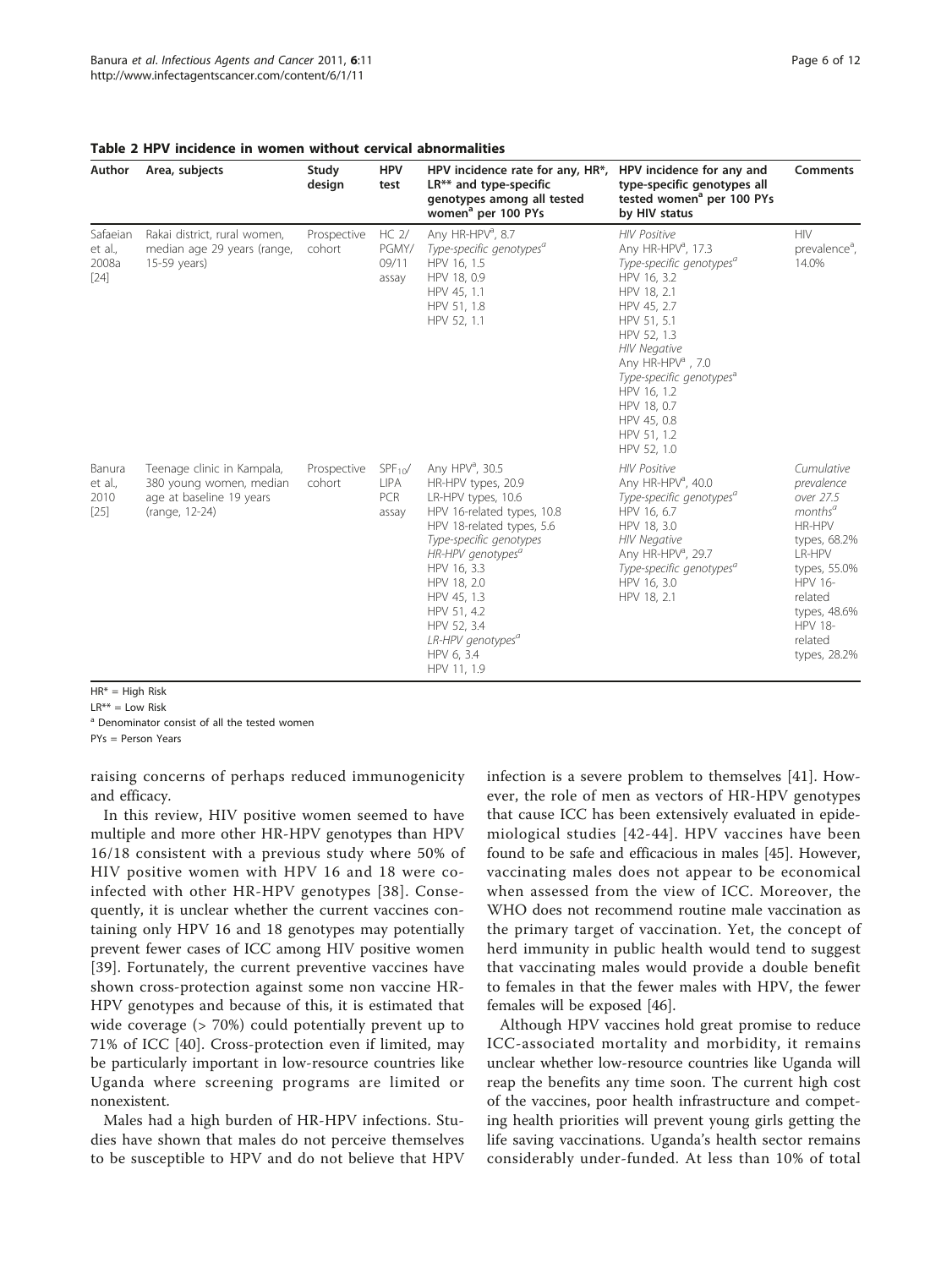**Table 2 HPV incidence in women without cervical abnormalities**

| Author | Area, subjects | Study design | HPV test | HPV incidence rate for any, HR*, LR** and type-specific genotypes among all tested women[a] per 100 PYs | HPV incidence for any and type-specific genotypes all tested women[a] per 100 PYs by HIV status | Comments |
|---|---|---|---|---|---|---|
| Safaeian et al., 2008a [24] | Rakai district, rural women, median age 29 years (range, 15-59 years) | Prospective cohort | HC 2/ PGMY/ 09/11 assay | Any HR-HPV[a], 8.7<br>*Type-specific genotypes[a]*<br>HPV 16, 1.5<br>HPV 18, 0.9<br>HPV 45, 1.1<br>HPV 51, 1.8<br>HPV 52, 1.1 | *HIV Positive*<br>Any HR-HPV[a], 17.3<br>*Type-specific genotypes[a]*<br>HPV 16, 3.2<br>HPV 18, 2.1<br>HPV 45, 2.7<br>HPV 51, 5.1<br>HPV 52, 1.3<br>*HIV Negative*<br>Any HR-HPV[a], 7.0<br>*Type-specific genotypes[a]*<br>HPV 16, 1.2<br>HPV 18, 0.7<br>HPV 45, 0.8<br>HPV 51, 1.2<br>HPV 52, 1.0 | HIV prevalence[a], 14.0% |
| Banura et al., 2010 [25] | Teenage clinic in Kampala, 380 young women, median age at baseline 19 years (range, 12-24) | Prospective cohort | $SPF_{10}$/ LIPA PCR assay | Any HPV[a], 30.5<br>HR-HPV types, 20.9<br>LR-HPV types, 10.6<br>HPV 16-related types, 10.8<br>HPV 18-related types, 5.6<br>*Type-specific genotypes*<br>*HR-HPV genotypes[a]*<br>HPV 16, 3.3<br>HPV 18, 2.0<br>HPV 45, 1.3<br>HPV 51, 4.2<br>HPV 52, 3.4<br>*LR-HPV genotypes[a]*<br>HPV 6, 3.4<br>HPV 11, 1.9 | *HIV Positive*<br>Any HR-HPV[a], 40.0<br>*Type-specific genotypes[a]*<br>HPV 16, 6.7<br>HPV 18, 3.0<br>*HIV Negative*<br>Any HR-HPV[a], 29.7<br>*Type-specific genotypes[a]*<br>HPV 16, 3.0<br>HPV 18, 2.1 | *Cumulative prevalence over 27.5 months[a]*<br>HR-HPV types, 68.2%<br>LR-HPV types, 55.0%<br>HPV 16-related types, 48.6%<br>HPV 18-related types, 28.2% |

HR* = High Risk

LR** = Low Risk

[a] Denominator consist of all the tested women

PYs = Person Years

raising concerns of perhaps reduced immunogenicity and efficacy.

In this review, HIV positive women seemed to have multiple and more other HR-HPV genotypes than HPV 16/18 consistent with a previous study where 50% of HIV positive women with HPV 16 and 18 were co-infected with other HR-HPV genotypes [38]. Consequently, it is unclear whether the current vaccines containing only HPV 16 and 18 genotypes may potentially prevent fewer cases of ICC among HIV positive women [39]. Fortunately, the current preventive vaccines have shown cross-protection against some non vaccine HR-HPV genotypes and because of this, it is estimated that wide coverage (> 70%) could potentially prevent up to 71% of ICC [40]. Cross-protection even if limited, may be particularly important in low-resource countries like Uganda where screening programs are limited or nonexistent.

Males had a high burden of HR-HPV infections. Studies have shown that males do not perceive themselves to be susceptible to HPV and do not believe that HPV infection is a severe problem to themselves [41]. However, the role of men as vectors of HR-HPV genotypes that cause ICC has been extensively evaluated in epidemiological studies [42-44]. HPV vaccines have been found to be safe and efficacious in males [45]. However, vaccinating males does not appear to be economical when assessed from the view of ICC. Moreover, the WHO does not recommend routine male vaccination as the primary target of vaccination. Yet, the concept of herd immunity in public health would tend to suggest that vaccinating males would provide a double benefit to females in that the fewer males with HPV, the fewer females will be exposed [46].

Although HPV vaccines hold great promise to reduce ICC-associated mortality and morbidity, it remains unclear whether low-resource countries like Uganda will reap the benefits any time soon. The current high cost of the vaccines, poor health infrastructure and competing health priorities will prevent young girls getting the life saving vaccinations. Uganda's health sector remains considerably under-funded. At less than 10% of total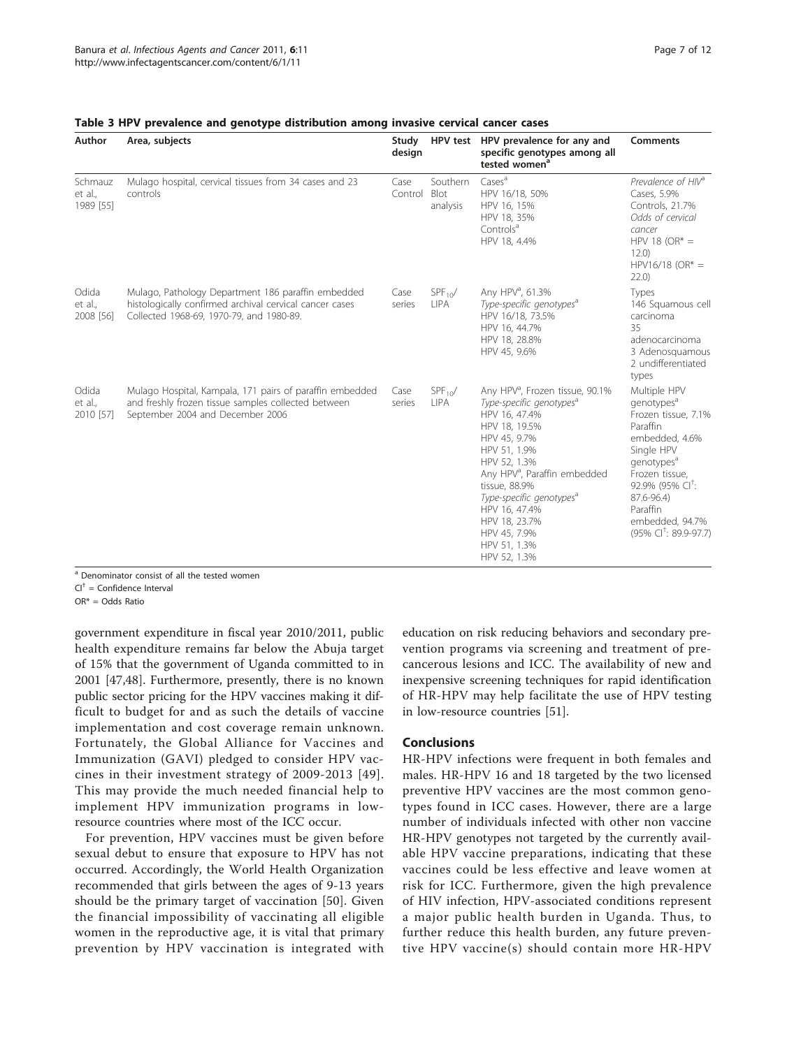**Table 3 HPV prevalence and genotype distribution among invasive cervical cancer cases**

| Author | Area, subjects | Study design | HPV test | HPV prevalence for any and specific genotypes among all tested women[a] | Comments |
|---|---|---|---|---|---|
| Schmauz et al., 1989 [55] | Mulago hospital, cervical tissues from 34 cases and 23 controls | Case Control | Southern Blot analysis | Cases[a]<br>HPV 16/18, 50%<br>HPV 16, 15%<br>HPV 18, 35%<br>Controls[a]<br>HPV 18, 4.4% | *Prevalence of HIV*[a]<br>Cases, 5.9%<br>Controls, 21.7%<br>*Odds of cervical cancer*<br>HPV 18 (OR* = 12.0)<br>HPV16/18 (OR* = 22.0) |
| Odida et al., 2008 [56] | Mulago, Pathology Department 186 paraffin embedded histologically confirmed archival cervical cancer cases Collected 1968-69, 1970-79, and 1980-89. | Case series | $SPF_{10}$/ LIPA | Any HPV[a], 61.3%<br>*Type-specific genotypes*[a]<br>HPV 16/18, 73.5%<br>HPV 16, 44.7%<br>HPV 18, 28.8%<br>HPV 45, 9.6% | Types<br>146 Squamous cell carcinoma<br>35 adenocarcinoma<br>3 Adenosquamous<br>2 undifferentiated types |
| Odida et al., 2010 [57] | Mulago Hospital, Kampala, 171 pairs of paraffin embedded and freshly frozen tissue samples collected between September 2004 and December 2006 | Case series | $SPF_{10}$/ LIPA | Any HPV[a], Frozen tissue, 90.1%<br>*Type-specific genotypes*[a]<br>HPV 16, 47.4%<br>HPV 18, 19.5%<br>HPV 45, 9.7%<br>HPV 51, 1.9%<br>HPV 52, 1.3%<br>Any HPV[a], Paraffin embedded tissue, 88.9%<br>*Type-specific genotypes*[a]<br>HPV 16, 47.4%<br>HPV 18, 23.7%<br>HPV 45, 7.9%<br>HPV 51, 1.3%<br>HPV 52, 1.3% | Multiple HPV genotypes[a]<br>Frozen tissue, 7.1%<br>Paraffin embedded, 4.6%<br>Single HPV genotypes[a]<br>Frozen tissue, 92.9% (95% CI[†]: 87.6-96.4)<br>Paraffin embedded, 94.7% (95% CI[†]: 89.9-97.7) |

[a] Denominator consist of all the tested women

CI[†] = Confidence Interval

OR* = Odds Ratio

government expenditure in fiscal year 2010/2011, public health expenditure remains far below the Abuja target of 15% that the government of Uganda committed to in 2001 [47,48]. Furthermore, presently, there is no known public sector pricing for the HPV vaccines making it difficult to budget for and as such the details of vaccine implementation and cost coverage remain unknown. Fortunately, the Global Alliance for Vaccines and Immunization (GAVI) pledged to consider HPV vaccines in their investment strategy of 2009-2013 [49]. This may provide the much needed financial help to implement HPV immunization programs in low-resource countries where most of the ICC occur.

For prevention, HPV vaccines must be given before sexual debut to ensure that exposure to HPV has not occurred. Accordingly, the World Health Organization recommended that girls between the ages of 9-13 years should be the primary target of vaccination [50]. Given the financial impossibility of vaccinating all eligible women in the reproductive age, it is vital that primary prevention by HPV vaccination is integrated with education on risk reducing behaviors and secondary prevention programs via screening and treatment of precancerous lesions and ICC. The availability of new and inexpensive screening techniques for rapid identification of HR-HPV may help facilitate the use of HPV testing in low-resource countries [51].

## Conclusions

HR-HPV infections were frequent in both females and males. HR-HPV 16 and 18 targeted by the two licensed preventive HPV vaccines are the most common genotypes found in ICC cases. However, there are a large number of individuals infected with other non vaccine HR-HPV genotypes not targeted by the currently available HPV vaccine preparations, indicating that these vaccines could be less effective and leave women at risk for ICC. Furthermore, given the high prevalence of HIV infection, HPV-associated conditions represent a major public health burden in Uganda. Thus, to further reduce this health burden, any future preventive HPV vaccine(s) should contain more HR-HPV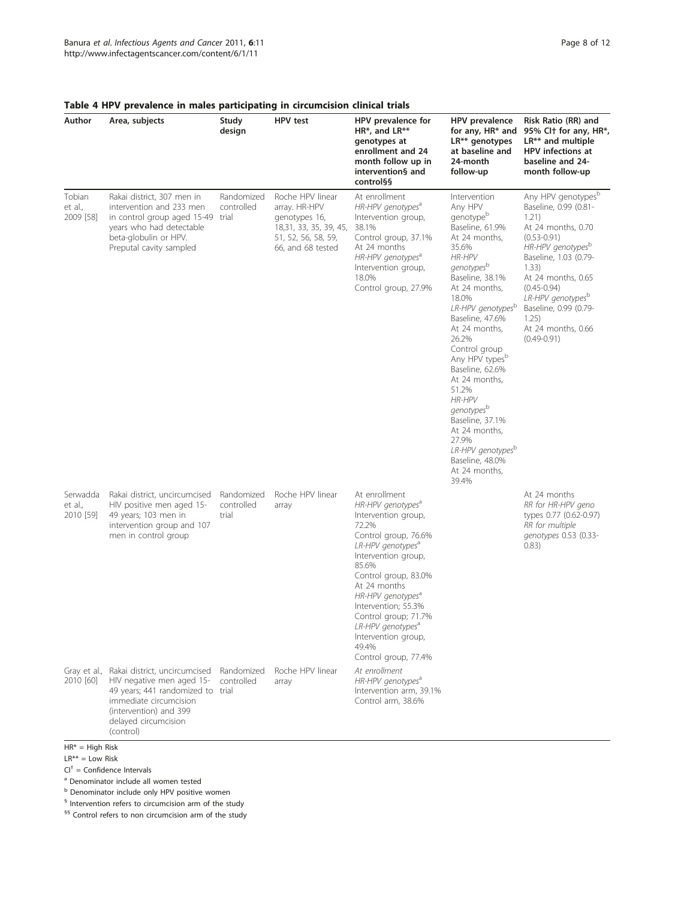**Table 4 HPV prevalence in males participating in circumcision clinical trials**

| Author | Area, subjects | Study design | HPV test | HPV prevalence for HR*, and LR** genotypes at enrollment and 24 month follow up in intervention§ and control§§ | HPV prevalence for any, HR* and LR** genotypes at baseline and 24-month follow-up | Risk Ratio (RR) and 95% CI† for any, HR*, LR** and multiple HPV infections at baseline and 24-month follow-up |
|---|---|---|---|---|---|---|
| Tobian et al., 2009 [58] | Rakai district, 307 men in intervention and 233 men in control group aged 15-49 years who had detectable beta-globulin or HPV. Preputal cavity sampled | Randomized controlled trial | Roche HPV linear array. HR-HPV genotypes 16, 18,31, 33, 35, 39, 45, 51, 52, 56, 58, 59, 66, and 68 tested | At enrollment *HR-HPV genotypes*[a] Intervention group, 38.1% Control group, 37.1% At 24 months *HR-HPV genotypes*[a] Intervention group, 18.0% Control group, 27.9% | Intervention Any HPV genotype[b] Baseline, 61.9% At 24 months, 35.6% *HR-HPV genotypes*[b] Baseline, 38.1% At 24 months, 18.0% *LR-HPV genotypes*[b] Baseline, 47.6% At 24 months, 26.2% Control group Any HPV types[b] Baseline, 62.6% At 24 months, 51.2% *HR-HPV genotypes*[b] Baseline, 37.1% At 24 months, 27.9% *LR-HPV genotypes*[b] Baseline, 48.0% At 24 months, 39.4% | Any HPV genotypes[b] Baseline, 0.99 (0.81-1.21) At 24 months, 0.70 (0.53-0.91) *HR-HPV genotypes*[b] Baseline, 1.03 (0.79-1.33) At 24 months, 0.65 (0.45-0.94) *LR-HPV genotypes*[b] Baseline, 0.99 (0.79-1.25) At 24 months, 0.66 (0.49-0.91) |
| Serwadda et al., 2010 [59] | Rakai district, uncircumcised HIV positive men aged 15-49 years; 103 men in intervention group and 107 men in control group | Randomized controlled trial | Roche HPV linear array | At enrollment *HR-HPV genotypes*[a] Intervention group, 72.2% Control group, 76.6% *LR-HPV genotypes*[a] Intervention group, 85.6% Control group, 83.0% At 24 months *HR-HPV genotypes*[a] Intervention; 55.3% Control group; 71.7% *LR-HPV genotypes*[a] Intervention group, 49.4% Control group, 77.4% | | At 24 months *RR for HR-HPV geno types* 0.77 (0.62-0.97) *RR for multiple genotypes* 0.53 (0.33-0.83) |
| Gray et al., 2010 [60] | Rakai district, uncircumcised HIV negative men aged 15-49 years; 441 randomized to immediate circumcision (intervention) and 399 delayed circumcision (control) | Randomized controlled trial | Roche HPV linear array | *At enrollment* *HR-HPV genotypes*[a] Intervention arm, 39.1% Control arm, 38.6% | | |

HR* = High Risk

LR** = Low Risk

CI† = Confidence Intervals

[a] Denominator include all women tested

[b] Denominator include only HPV positive women

§ Intervention refers to circumcision arm of the study

§§ Control refers to non circumcision arm of the study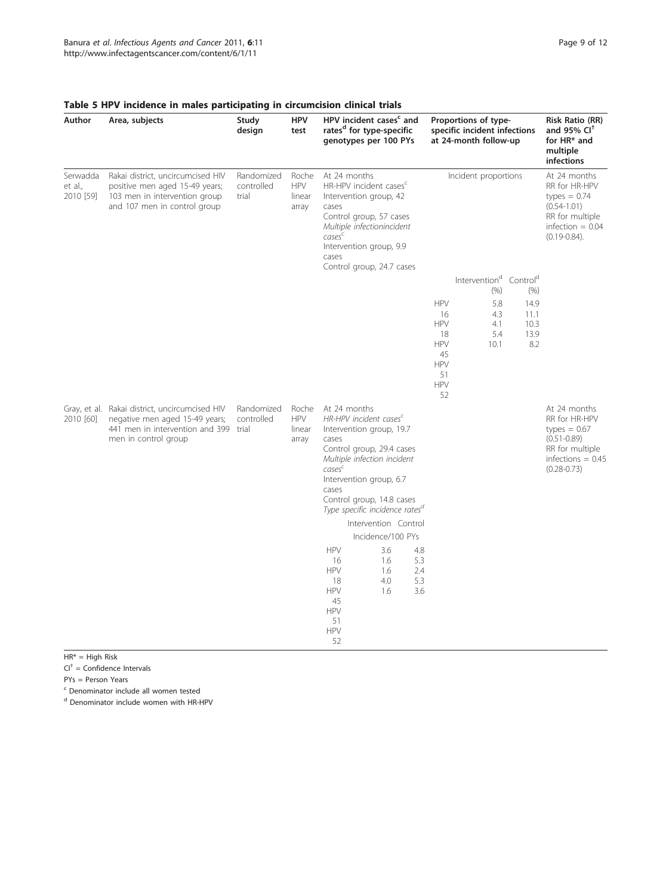**Table 5 HPV incidence in males participating in circumcision clinical trials**

| Author | Area, subjects | Study design | HPV test | HPV incident cases[c] and rates[d] for type-specific genotypes per 100 PYs | Proportions of type-specific incident infections at 24-month follow-up | Risk Ratio (RR) and 95% CI[†] for HR* and multiple infections |
|---|---|---|---|---|---|---|
| Serwadda et al., 2010 [59] | Rakai district, uncircumcised HIV positive men aged 15-49 years; 103 men in intervention group and 107 men in control group | Randomized controlled trial | Roche linear array | At 24 months<br>HR-HPV incident cases[c]<br>Intervention group, 42 cases<br>Control group, 57 cases<br>*Multiple infectionincident cases*[c]<br>Intervention group, 9.9 cases<br>Control group, 24.7 cases | Incident proportions<br>Intervention[d] (%) / Control[d] (%)<br>HPV 16: 5.8 / 14.9<br>HPV 18: 4.3 / 11.1<br>HPV 45: 4.1 / 10.3<br>HPV 51: 5.4 / 13.9<br>HPV 52: 10.1 / 8.2 | At 24 months RR for HR-HPV types = 0.74 (0.54-1.01)<br>RR for multiple infection = 0.04 (0.19-0.84). |
| Gray, et al. 2010 [60] | Rakai district, uncircumcised HIV negative men aged 15-49 years; 441 men in intervention and 399 men in control group | Randomized controlled trial | Roche HPV linear array | At 24 months<br>*HR-HPV incident cases*[c]<br>Intervention group, 19.7 cases<br>Control group, 29.4 cases<br>*Multiple infection incident cases*[c]<br>Intervention group, 6.7 cases<br>Control group, 14.8 cases<br>*Type specific incidence rates*[d]<br>Intervention / Control<br>Incidence/100 PYs<br>HPV 16: 3.6 / 4.8<br>HPV 18: 1.6 / 5.3<br>HPV 45: 1.6 / 2.4<br>HPV 51: 4.0 / 5.3<br>HPV 52: 1.6 / 3.6 | | At 24 months RR for HR-HPV types = 0.67 (0.51-0.89)<br>RR for multiple infections = 0.45 (0.28-0.73) |

HR* = High Risk

CI[†] = Confidence Intervals

PYs = Person Years

[c] Denominator include all women tested

[d] Denominator include women with HR-HPV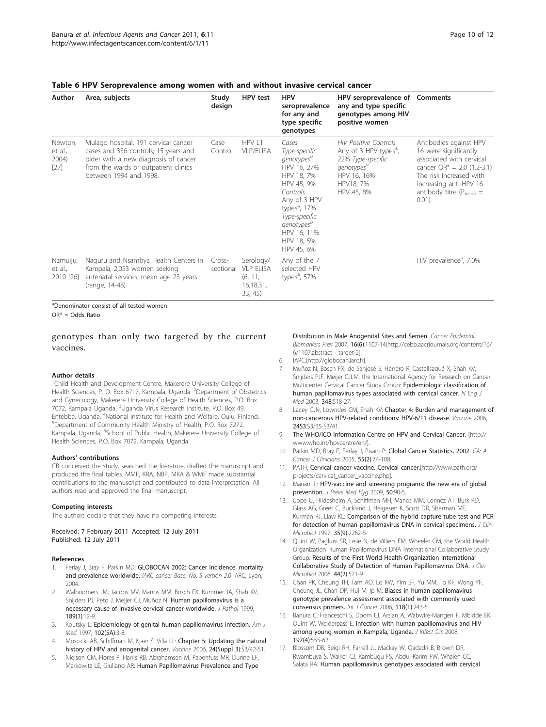**Table 6 HPV Seroprevalence among women with and without invasive cervical cancer**

| Author | Area, subjects | Study design | HPV test | HPV seroprevalence for any and type specific genotypes | HPV seroprevalence of any and type specific genotypes among HIV positive women | Comments |
|---|---|---|---|---|---|---|
| Newton, et al., 2004) [27] | Mulago hospital, 191 cervical cancer cases and 336 controls; 15 years and older with a new diagnosis of cancer from the wards or outpatient clinics between 1994 and 1998. | Case Control | HPV L1 VLP/ELISA | *Cases* *Type-specific genotypes*[a] HPV 16, 27% HPV 18, 7% HPV 45, 9% *Controls* Any of 3 HPV types[a], 17% *Type-specific genotypes*[a] HPV 16, 11% HPV 18, 5% HPV 45, 6% | *HIV Positive Controls* Any of 3 HPV types[a], 22% *Type-specific genotypes*[a] HPV 16, 16% HPV18, 7% HPV 45, 8% | Antibodies against HPV 16 were significantly associated with cervical cancer OR* = 2.0 (1.2-3.1) The risk increased with increasing anti-HPV 16 antibody titre ($P_{trend}$ = 0.01) |
| Namujju, et al., 2010 [26] | Naguru and Nsambya Health Centers in Kampala, 2,053 women seeking antenatal services; mean age 23 years (range, 14-48) | Cross-sectional | Serology/ VLP ELISA (6, 11, 16,18,31, 33, 45) | Any of the 7 selected HPV types[a], 57% | | HIV prevalence[a], 7.0% |

[a]Denominator consist of all tested women

OR* = Odds Ratio

genotypes than only two targeted by the current vaccines.

#### Author details

[1]Child Health and Development Centre, Makerere University College of Health Sciences, P. O. Box 6717, Kampala, Uganda. [2]Department of Obstetrics and Gynecology, Makerere University College of Health Sciences, P.O. Box 7072, Kampala Uganda. [3]Uganda Virus Research Institute, P.O. Box 49, Entebbe, Uganda. [4]National Institute for Health and Welfare, Oulu, Finland. [5]Department of Community Health Ministry of Health, P.O. Box 7272, Kampala, Uganda. [6]School of Public Health, Makerere University College of Health Sciences, P.O. Box 7072, Kampala, Uganda.

#### Authors' contributions

CB conceived the study, searched the literature, drafted the manuscript and produced the final tables. MMF, KRA, NBP, MKA & WMF made substantial contributions to the manuscript and contributed to data interpretation. All authors read and approved the final manuscript.

#### Competing interests

The authors declare that they have no competing interests.

Received: 7 February 2011 Accepted: 12 July 2011
Published: 12 July 2011

#### References

1. Ferlay J, Bray F, Parkin MD: **GLOBOCAN 2002: Cancer incidence, mortality and prevalence worldwide.** *IARC cancer Base. No. 5 version 2.0* IARC, Lyon; 2004.
2. Walboomers JM, Jacobs MV, Manos MM, Bosch FX, Kummer JA, Shah KV, Snijders PJ, Peto J, Meijer CJ, Muñoz N: **Human papillomavirus is a necessary cause of invasive cervical cancer worldwide.** *J Pathol* 1999, **189(1)**:12-9.
3. Koutsky L: **Epidemiology of genital human papillomavirus infection.** *Am J Med* 1997, **102(5A)**:3-8.
4. Moscicki AB, Schiffman M, Kjaer S, Villa LL: **Chapter 5: Updating the natural history of HPV and anogenital cancer.** *Vaccine* 2006, **24(Suppl 3)**:S3/42-51.
5. Nielson CM, Flores R, Harris RB, Abrahamsen M, Papenfuss MR, Dunne EF, Markowitz LE, Giuliano AR: **Human Papillomavirus Prevalence and Type Distribution in Male Anogenital Sites and Semen.** *Cancer Epidemiol Biomarkers Prev* 2007, **16(6)**:1107-14[http://cebp.aacrjournals.org/content/16/6/1107.abstract - target-2].
6. IARC:[http://globocan.iarc.fr].
7. Muñoz N, Bosch FX, de Sanjosé S, Herrero R, Castellsagué X, Shah KV, Snijders PJF, Meijer CJLM, the International Agency for Research on Cancer Multicenter Cervical Cancer Study Group: **Epidemiologic classification of human papillomavirus types associated with cervical cancer.** *N Eng J Med* 2003, **348**:518-27.
8. Lacey CJN, Lowndes CM, Shah KV: **Chapter 4: Burden and management of non-cancerous HPV-related conditions: HPV-6/11 disease.** *Vaccine* 2006, **24S3**:S3/35-S3/41.
9. **The WHO/ICO Information Centre on HPV and Cervical Cancer.** [http://www.who.int/hpvcentre/en/].
10. Parkin MD, Bray F, Ferlay J, Pisani P: **Global Cancer Statistics, 2002.** *CA: A Cancer J Clinicians* 2005, **55(2)**:74-108.
11. PATH: **Cervical cancer vaccine. Cervical cancer.**[http://www.path.org/projects/cervical_cancer_vaccine.php].
12. Mariani L: **HPV-vaccine and screening programs: the new era of global prevention.** *J Preve Med Hyg* 2009, **50**:90-5.
13. Cope U, Hildesheim A, Schiffman MH, Manos MM, Lorincz AT, Burk RD, Glass AG, Greer C, Buckland J, Helgesen K, Scott DR, Sherman ME, Kurman RJ, Liaw KL: **Comparison of the hybrid capture tube test and PCR for detection of human papillomavirus DNA in cervical specimens.** *J Clin Microbiol* 1997, **35(9)**:2262-5.
14. Quint W, Pagliusi SR, Lelie N, de Villiers EM, Wheeler CM, the World Health Organization Human Papillomavirus DNA International Collaborative Study Group: **Results of the First World Health Organization International Collaborative Study of Detection of Human Papillomavirus DNA.** *J Clin Microbiol* 2006, **44(2)**:571-9.
15. Chan PK, Cheung TH, Tam AO, Lo KW, Yim SF, Yu MM, To KF, Wong YF, Cheung JL, Chan DP, Hui M, Ip M: **Biases in human papillomavirus genotype prevalence assessment associated with commonly used consensus primers.** *Int J Cancer* 2006, **118(1)**:243-5.
16. Banura C, Franceschi S, Doorn LJ, Arslan A, Wabwire-Mangen F, Mbidde EK, Quint W, Weiderpass E: **Infection with human papillomavirus and HIV among young women in Kampala, Uganda.** *J Infect Dis* 2008, **197(4)**:555-62.
17. Blossom DB, Beigi RH, Farrell JJ, Mackay W, Qadadri B, Brown DR, Rwambuya S, Walker CJ, Kambugu FS, Abdul-Karim FW, Whalen CC, Salata RA: **Human papillomavirus genotypes associated with cervical**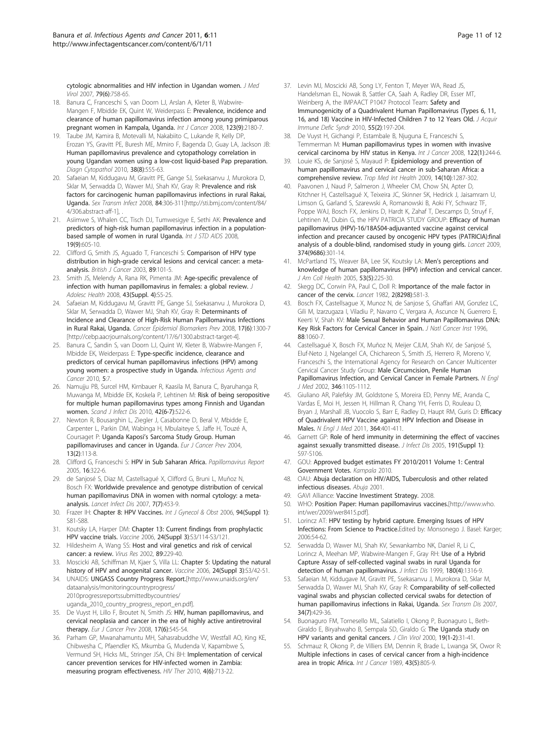cytologic abnormalities and HIV infection in Ugandan women. *J Med Virol* 2007, 79(6):758-65.

18. Banura C, Franceschi S, van Doorn LJ, Arslan A, Kleter B, Wabwire-Mangen F, Mbidde EK, Quint W, Weiderpass E: **Prevalence, incidence and clearance of human papillomavirus infection among young primiparous pregnant women in Kampala, Uganda.** *Int J Cancer* 2008, 123(9):2180-7.
19. Taube JM, Kamira B, Motevalli M, Nakabiito C, Lukande R, Kelly DP, Erozan YS, Gravitt PE, Buresh ME, Mmiro F, Bagenda D, Guay LA, Jackson JB: **Human papillomavirus prevalence and cytopathology correlation in young Ugandan women using a low-cost liquid-based Pap preparation.** *Diagn Cytopathol* 2010, 38(8):555-63.
20. Safaeian M, Kiddugavu M, Gravitt PE, Gange SJ, Ssekasanvu J, Murokora D, Sklar M, Serwadda D, Wawer MJ, Shah KV, Gray R: **Prevalence and risk factors for carcinogenic human papillomavirus infections in rural Rakai, Uganda.** *Sex Transm Infect* 2008, 84:306-311[http://sti.bmj.com/content/84/4/306.abstract-aff-1], .
21. Asiimwe S, Whalen CC, Tisch DJ, Tumwesigye E, Sethi AK: **Prevalence and predictors of high-risk human papillomavirus infection in a population-based sample of women in rural Uganda.** *Int J STD AIDS* 2008, 19(9):605-10.
22. Clifford G, Smith JS, Aguado T, Franceschi S: **Comparison of HPV type distribution in high-grade cervical lesions and cervical cancer: a meta-analysis.** *British J Cancer* 2003, 89:101-5.
23. Smith JS, Melendy A, Rana RK, Pimenta JM: **Age-specific prevalence of infection with human papillomavirus in females: a global review.** *J Adolesc Health* 2008, 43(Suppl. 4):S5-25.
24. Safaeian M, Kiddugavu M, Gravitt PE, Gange SJ, Ssekasanvu J, Murokora D, Sklar M, Serwadda D, Wawer MJ, Shah KV, Gray R: **Determinants of Incidence and Clearance of High-Risk Human Papillomavirus Infections in Rural Rakai, Uganda.** *Cancer Epidemiol Biomarkers Prev* 2008, 17(6):1300-7 [http://cebp.aacrjournals.org/content/17/6/1300.abstract-target-4].
25. Banura C, Sandin S, van Doorn LJ, Quint W, Kleter B, Wabwire-Mangen F, Mbidde EK, Weiderpass E: **Type-specific incidence, clearance and predictors of cervical human papillomavirus infections (HPV) among young women: a prospective study in Uganda.** *Infectious Agents and Cancer* 2010, 5:7.
26. Namujju PB, Surcel HM, Kirnbauer R, Kaasila M, Banura C, Byaruhanga R, Muwanga M, Mbidde EK, Koskela P, Lehtinen M: **Risk of being seropositive for multiple human papillomavirus types among Finnish and Ugandan women.** *Scand J Infect Dis* 2010, 42(6-7):522-6.
27. Newton R, Bousarghin L, Ziegler J, Casabonne D, Beral V, Mbidde E, Carpenter L, Parkin DM, Wabinga H, Mbulaiteye S, Jaffe H, Touzé A, Coursaget P: **Uganda Kaposi's Sarcoma Study Group. Human papillomaviruses and cancer in Uganda.** *Eur J Cancer Prev* 2004, 13(2):113-8.
28. Clifford G, Franceschi S: **HPV in Sub Saharan Africa.** *Papillomavirus Report* 2005, 16:322-6.
29. de Sanjosé S, Diaz M, Castellsagué X, Clifford G, Bruni L, Muñoz N, Bosch FX: **Worldwide prevalence and genotype distribution of cervical human papillomavirus DNA in women with normal cytology: a meta-analysis.** *Lancet Infect Dis* 2007, 7(7):453-9.
30. Frazer IH: **Chapter 8: HPV Vaccines.** *Int J Gynecol & Obst* 2006, 94(Suppl 1):S81-S88.
31. Koutsky LA, Harper DM: **Chapter 13: Current findings from prophylactic HPV vaccine trials.** *Vaccine* 2006, 24(Suppl 3):S3/114-S3/121.
32. Hildesheim A, Wang SS: **Host and viral genetics and risk of cervical cancer: a review.** *Virus Res* 2002, 89:229-40.
33. Moscicki AB, Schiffman M, Kjaer S, Villa LL: **Chapter 5: Updating the natural history of HPV and anogenital cancer.** *Vaccine* 2006, 24(Suppl 3):S3/42-51.
34. UNAIDS: **UNGASS Country Progress Report.**[http://www.unaids.org/en/dataanalysis/monitoringcountryprogress/2010progressreportssubmittedbycountries/uganda_2010_country_progress_report_en.pdf].
35. De Vuyst H, Lillo F, Broutet N, Smith JS: **HIV, human papillomavirus, and cervical neoplasia and cancer in the era of highly active antiretroviral therapy.** *Eur J Cancer Prev* 2008, 17(6):545-54.
36. Parham GP, Mwanahamuntu MH, Sahasrabuddhe VV, Westfall AO, King KE, Chibwesha C, Pfaendler KS, Mkumba G, Mudenda V, Kapambwe S, Vermund SH, Hicks ML, Stringer JSA, Chi BH: **Implementation of cervical cancer prevention services for HIV-infected women in Zambia: measuring program effectiveness.** *HIV Ther* 2010, 4(6):713-22.
37. Levin MJ, Moscicki AB, Song LY, Fenton T, Meyer WA, Read JS, Handelsman EL, Nowak B, Sattler CA, Saah A, Radley DR, Esser MT, Weinberg A, the IMPAACT P1047 Protocol Team: **Safety and Immunogenicity of a Quadrivalent Human Papillomavirus (Types 6, 11, 16, and 18) Vaccine in HIV-Infected Children 7 to 12 Years Old.** *J Acquir Immune Defic Syndr* 2010, 55(2):197-204.
38. De Vuyst H, Gichangi P, Estambale B, Njuguna E, Franceschi S, Temmerman M: **Human papillomavirus types in women with invasive cervical carcinoma by HIV status in Kenya.** *Int J Cancer* 2008, 122(1):244-6.
39. Louie KS, de Sanjosé S, Mayaud P: **Epidemiology and prevention of human papillomavirus and cervical cancer in sub-Saharan Africa: a comprehensive review.** *Trop Med Int Health* 2009, 14(10):1287-302.
40. Paavonen J, Naud P, Salmeron J, Wheeler CM, Chow SN, Apter D, Kitchner H, Castellsagué X, Teixeira JC, Skinner SK, Hedrick J, Jaisamrarn U, Limson G, Garland S, Szarewski A, Romanowski B, Aoki FY, Schwarz TF, Poppe WAJ, Bosch FX, Jenkins D, Hardt K, Zahaf T, Descamps D, Struyf F, Lehtinen M, Dubin G, the HPV PATRICIA STUDY GROUP: **Efficacy of human papillomavirus (HPV)-16/18AS04-adjuvanted vaccine against cervical infection and precancer caused by oncogenic HPV types (PATRICIA):final analysis of a double-blind, randomised study in young girls.** *Lancet* 2009, 374(9686):301-14.
41. McPartland TS, Weaver BA, Lee SK, Koutsky LA: **Men's perceptions and knowledge of human papillomavirus (HPV) infection and cervical cancer.** *J Am Coll Health* 2005, 53(5):225-30.
42. Skegg DC, Corwin PA, Paul C, Doll R: **Importance of the male factor in cancer of the cervix.** *Lancet* 1982, 2(8298):581-3.
43. Bosch FX, Castellsague X, Munoz N, de Sanjose S, Ghaffari AM, Gonzlez LC, Gili M, Izarzugaza I, Viladiu P, Navarro C, Vergara A, Ascunce N, Guerrero E, Keerti V, Shah KV: **Male Sexual Behavior and Human Papillomavirus DNA: Key Risk Factors for Cervical Cancer in Spain.** *J Natl Cancer Inst* 1996, 88:1060-7.
44. Castellsagué X, Bosch FX, Muñoz N, Meijer CJLM, Shah KV, de Sanjosé S, Eluf-Neto J, Ngelangel CA, Chichareon S, Smith JS, Herrero R, Moreno V, Franceschi S, the International Agency for Research on Cancer Multicenter Cervical Cancer Study Group: **Male Circumcision, Penile Human Papillomavirus Infection, and Cervical Cancer in Female Partners.** *N Engl J Med* 2002, 346:1105-1112.
45. Giuliano AR, Palefsky JM, Goldstone S, Moreira ED, Penny ME, Aranda C, Vardas E, Moi H, Jessen H, Hillman R, Chang YH, Ferris D, Rouleau D, Bryan J, Marshall JB, Vuocolo S, Barr E, Radley D, Haupt RM, Guris D: **Efficacy of Quadrivalent HPV Vaccine against HPV Infection and Disease in Males.** *N Engl J Med* 2011, 364:401-411.
46. Garnett GP: **Role of herd immunity in determining the effect of vaccines against sexually transmitted disease.** *J Infect Dis* 2005, 191(Suppl 1):S97-S106.
47. GOU: **Approved budget estimates FY 2010/2011 Volume 1: Central Government Votes.** *Kampala* 2010.
48. OAU: **Abuja declaration on HIV/AIDS, Tuberculosis and other related infectious diseases.** *Abuja* 2001.
49. GAVI Alliance: **Vaccine Investiment Strategy.** 2008.
50. WHO: **Position Paper: Human papillomavirus vaccines.**[http://www.who.int/wer/2009/wer8415.pdf].
51. Lorincz AT: **HPV testing by hybrid capture. Emerging Issues of HPV Infections: From Science to Practice.**Edited by: Monsonego J. Basel: Karger; 2006:54-62.
52. Serwadda D, Wawer MJ, Shah KV, Sewankambo NK, Daniel R, Li C, Lorincz A, Meehan MP, Wabwire-Mangen F, Gray RH: **Use of a Hybrid Capture Assay of self-collected vaginal swabs in rural Uganda for detection of human papillomavirus.** *J Infect Dis* 1999, 180(4):1316-9.
53. Safaeian M, Kiddugave M, Gravitt PE, Ssekasanvu J, Murokora D, Sklar M, Serwadda D, Wawer MJ, Shah KV, Gray R: **Comparability of self-collected vaginal swabs and physcian collected cervical swabs for detection of human papillomavirus infections in Rakai, Uganda.** *Sex Transm Dis* 2007, 34(7):429-36.
54. Buonaguro FM, Tornesello ML, Salatiello I, Okong P, Buonaguro L, Beth-Giraldo E, Biryahwaho B, Sempala SD, Giraldo G: **The Uganda study on HPV variants and genital cancers.** *J Clin Virol* 2000, 19(1-2):31-41.
55. Schmauz R, Okong P, de Villiers EM, Dennin R, Brade L, Lwanga SK, Owor R: **Multiple infections in cases of cervical cancer from a high-incidence area in tropic Africa.** *Int J Cancer* 1989, 43(5):805-9.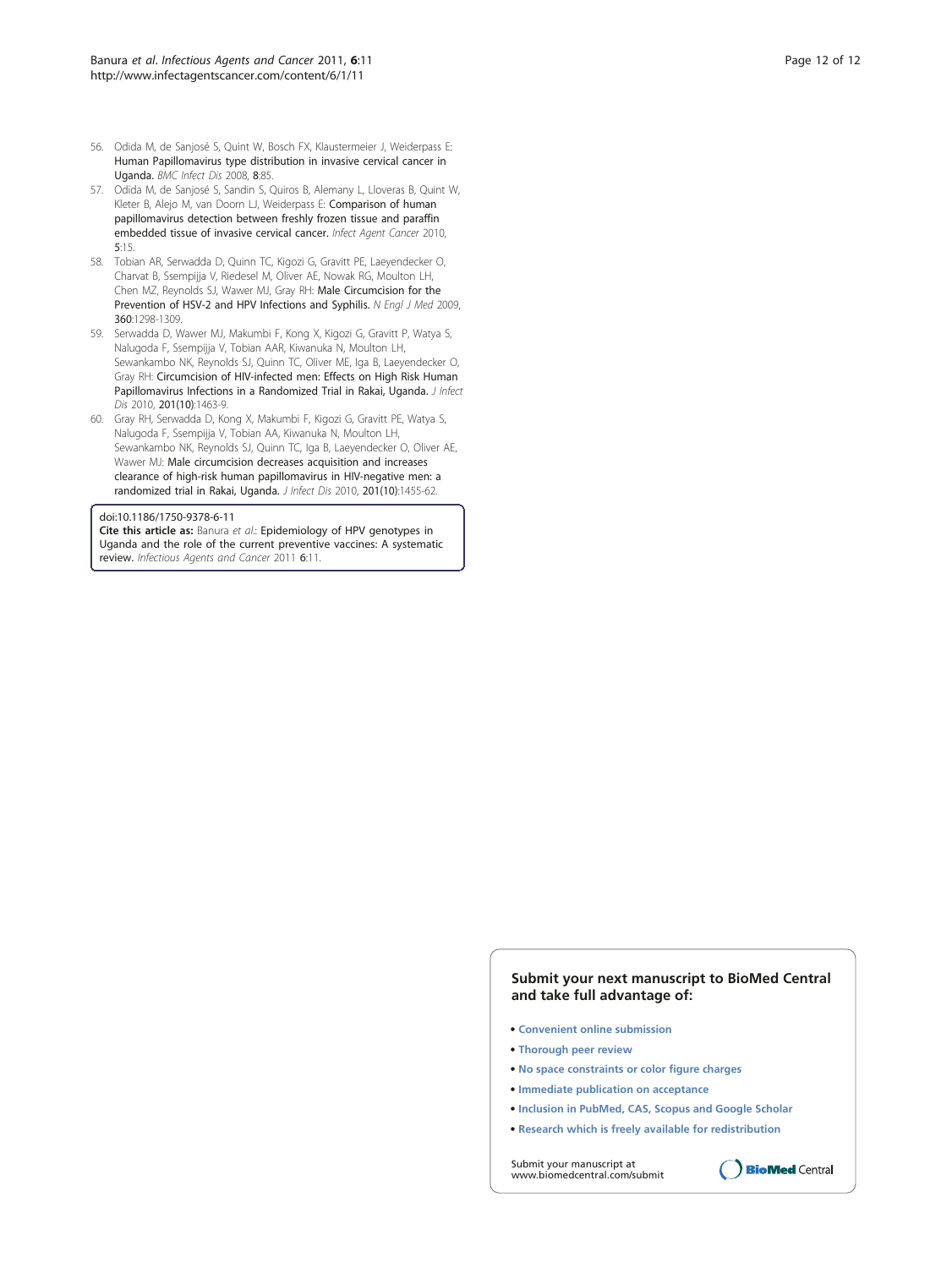56. Odida M, de Sanjosé S, Quint W, Bosch FX, Klaustermeier J, Weiderpass E: **Human Papillomavirus type distribution in invasive cervical cancer in Uganda.** *BMC Infect Dis* 2008, **8**:85.
57. Odida M, de Sanjosé S, Sandin S, Quiros B, Alemany L, Lloveras B, Quint W, Kleter B, Alejo M, van Doorn LJ, Weiderpass E: **Comparison of human papillomavirus detection between freshly frozen tissue and paraffin embedded tissue of invasive cervical cancer.** *Infect Agent Cancer* 2010, **5**:15.
58. Tobian AR, Serwadda D, Quinn TC, Kigozi G, Gravitt PE, Laeyendecker O, Charvat B, Ssempijja V, Riedesel M, Oliver AE, Nowak RG, Moulton LH, Chen MZ, Reynolds SJ, Wawer MJ, Gray RH: **Male Circumcision for the Prevention of HSV-2 and HPV Infections and Syphilis.** *N Engl J Med* 2009, **360**:1298-1309.
59. Serwadda D, Wawer MJ, Makumbi F, Kong X, Kigozi G, Gravitt P, Watya S, Nalugoda F, Ssempijja V, Tobian AAR, Kiwanuka N, Moulton LH, Sewankambo NK, Reynolds SJ, Quinn TC, Oliver ME, Iga B, Laeyendecker O, Gray RH: **Circumcision of HIV-infected men: Effects on High Risk Human Papillomavirus Infections in a Randomized Trial in Rakai, Uganda.** *J Infect Dis* 2010, **201(10)**:1463-9.
60. Gray RH, Serwadda D, Kong X, Makumbi F, Kigozi G, Gravitt PE, Watya S, Nalugoda F, Ssempijja V, Tobian AA, Kiwanuka N, Moulton LH, Sewankambo NK, Reynolds SJ, Quinn TC, Iga B, Laeyendecker O, Oliver AE, Wawer MJ: **Male circumcision decreases acquisition and increases clearance of high-risk human papillomavirus in HIV-negative men: a randomized trial in Rakai, Uganda.** *J Infect Dis* 2010, **201(10)**:1455-62.

doi:10.1186/1750-9378-6-11
**Cite this article as:** Banura *et al.*: Epidemiology of HPV genotypes in Uganda and the role of the current preventive vaccines: A systematic review. *Infectious Agents and Cancer* 2011 **6**:11.

**Submit your next manuscript to BioMed Central and take full advantage of:**

- **Convenient online submission**
- **Thorough peer review**
- **No space constraints or color figure charges**
- **Immediate publication on acceptance**
- **Inclusion in PubMed, CAS, Scopus and Google Scholar**
- **Research which is freely available for redistribution**

Submit your manuscript at
www.biomedcentral.com/submit

BioMed Central